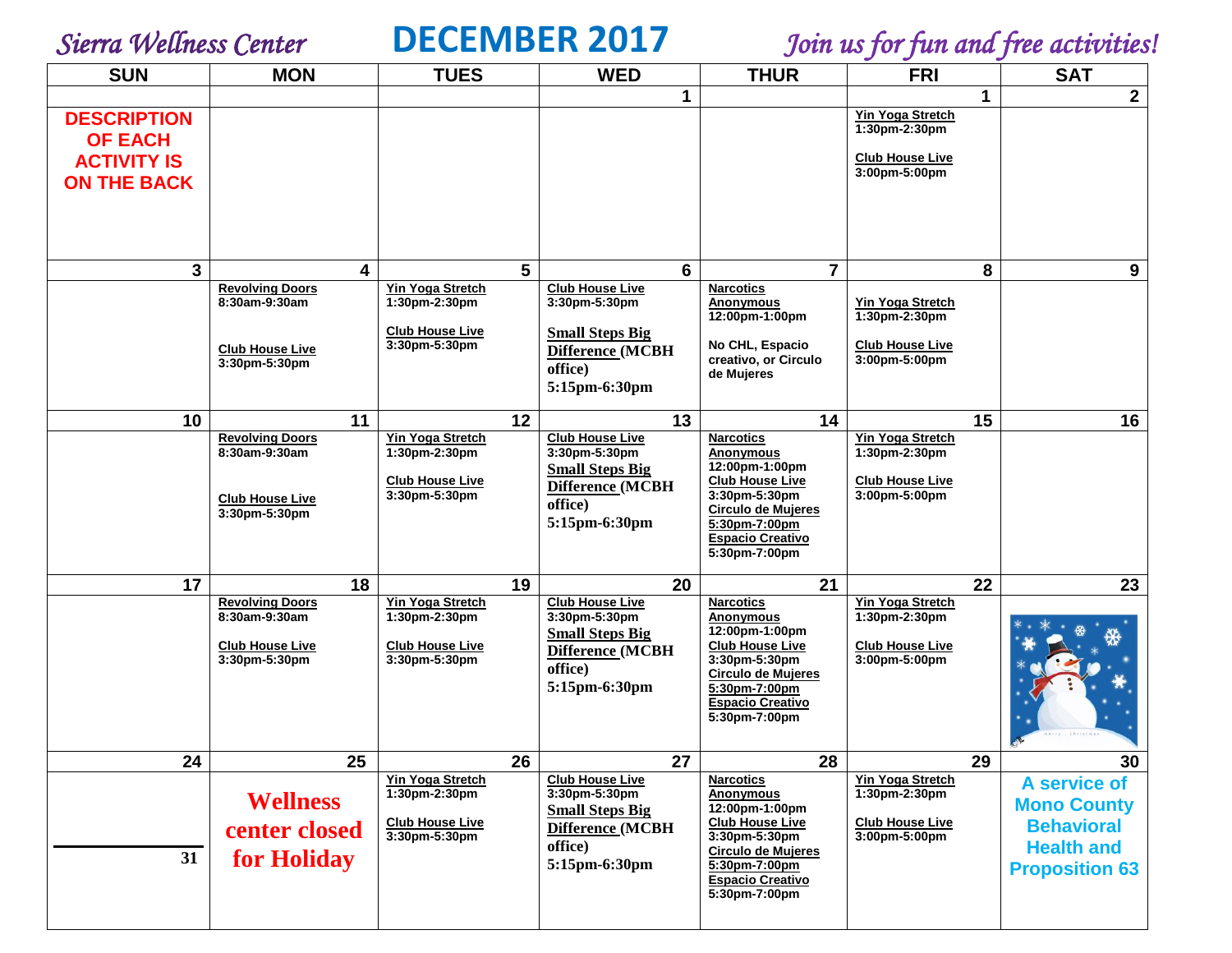*Sierra Wellness Center*

# DECEMBER 2017

*Join us for fun and free activities!*

| SUN | MON | TUES | WED | THUR | FRI | SAT |
|---|---|---|---|---|---|---|
| | | | 1 | | 1 | 2 |
| **DESCRIPTION OF EACH ACTIVITY IS ON THE BACK** | | | | | **Yin Yoga Stretch** 1:30pm-2:30pm<br><br>**Club House Live** 3:00pm-5:00pm | |
| 3 | 4 | 5 | 6 | 7 | 8 | 9 |
| | **Revolving Doors** 8:30am-9:30am<br><br>**Club House Live** 3:30pm-5:30pm | **Yin Yoga Stretch** 1:30pm-2:30pm<br><br>**Club House Live** 3:30pm-5:30pm | **Club House Live** 3:30pm-5:30pm<br><br>**Small Steps Big Difference** (MCBH office) 5:15pm-6:30pm | **Narcotics Anonymous** 12:00pm-1:00pm<br><br>No CHL, Espacio creativo, or Circulo de Mujeres | **Yin Yoga Stretch** 1:30pm-2:30pm<br><br>**Club House Live** 3:00pm-5:00pm | |
| 10 | 11 | 12 | 13 | 14 | 15 | 16 |
| | **Revolving Doors** 8:30am-9:30am<br><br>**Club House Live** 3:30pm-5:30pm | **Yin Yoga Stretch** 1:30pm-2:30pm<br><br>**Club House Live** 3:30pm-5:30pm | **Club House Live** 3:30pm-5:30pm<br>**Small Steps Big Difference** (MCBH office) 5:15pm-6:30pm | **Narcotics Anonymous** 12:00pm-1:00pm<br>**Club House Live** 3:30pm-5:30pm<br>**Circulo de Mujeres** 5:30pm-7:00pm<br>**Espacio Creativo** 5:30pm-7:00pm | **Yin Yoga Stretch** 1:30pm-2:30pm<br><br>**Club House Live** 3:00pm-5:00pm | |
| 17 | 18 | 19 | 20 | 21 | 22 | 23 |
| | **Revolving Doors** 8:30am-9:30am<br><br>**Club House Live** 3:30pm-5:30pm | **Yin Yoga Stretch** 1:30pm-2:30pm<br><br>**Club House Live** 3:30pm-5:30pm | **Club House Live** 3:30pm-5:30pm<br>**Small Steps Big Difference** (MCBH office) 5:15pm-6:30pm | **Narcotics Anonymous** 12:00pm-1:00pm<br>**Club House Live** 3:30pm-5:30pm<br>**Circulo de Mujeres** 5:30pm-7:00pm<br>**Espacio Creativo** 5:30pm-7:00pm | **Yin Yoga Stretch** 1:30pm-2:30pm<br><br>**Club House Live** 3:00pm-5:00pm | |
| 24 | 25 | 26 | 27 | 28 | 29 | 30 |
| 31 | **Wellness center closed for Holiday** | **Yin Yoga Stretch** 1:30pm-2:30pm<br><br>**Club House Live** 3:30pm-5:30pm | **Club House Live** 3:30pm-5:30pm<br>**Small Steps Big Difference** (MCBH office) 5:15pm-6:30pm | **Narcotics Anonymous** 12:00pm-1:00pm<br>**Club House Live** 3:30pm-5:30pm<br>**Circulo de Mujeres** 5:30pm-7:00pm<br>**Espacio Creativo** 5:30pm-7:00pm | **Yin Yoga Stretch** 1:30pm-2:30pm<br><br>**Club House Live** 3:00pm-5:00pm | **A service of Mono County Behavioral Health and Proposition 63** |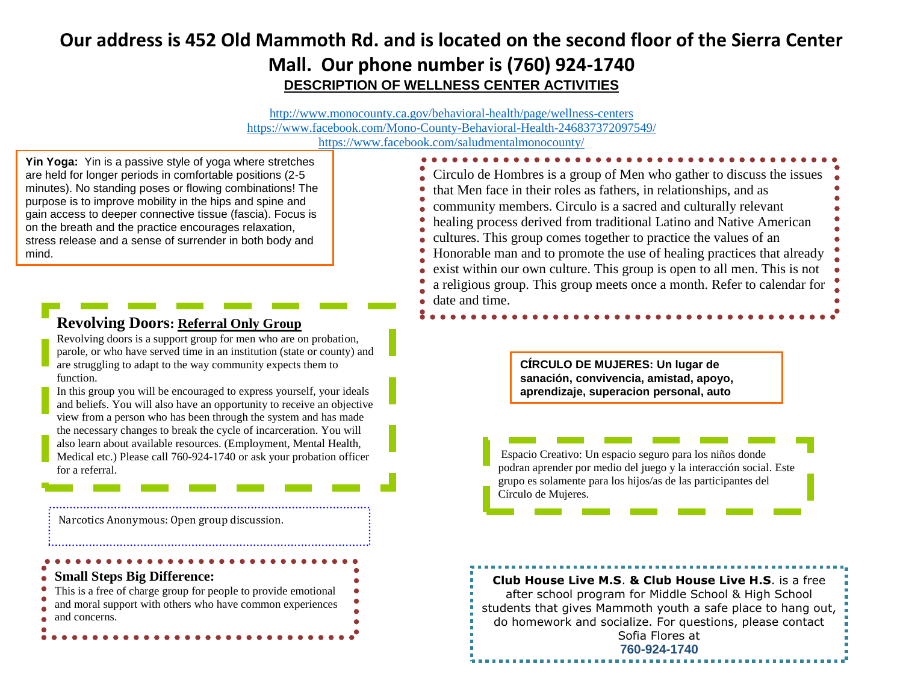# Our address is 452 Old Mammoth Rd. and is located on the second floor of the Sierra Center Mall. Our phone number is (760) 924-1740

## DESCRIPTION OF WELLNESS CENTER ACTIVITIES

http://www.monocounty.ca.gov/behavioral-health/page/wellness-centers
https://www.facebook.com/Mono-County-Behavioral-Health-246837372097549/
https://www.facebook.com/saludmentalmonocounty/

**Yin Yoga:** Yin is a passive style of yoga where stretches are held for longer periods in comfortable positions (2-5 minutes). No standing poses or flowing combinations! The purpose is to improve mobility in the hips and spine and gain access to deeper connective tissue (fascia). Focus is on the breath and the practice encourages relaxation, stress release and a sense of surrender in both body and mind.

**Revolving Doors: Referral Only Group**

Revolving doors is a support group for men who are on probation, parole, or who have served time in an institution (state or county) and are struggling to adapt to the way community expects them to function.

In this group you will be encouraged to express yourself, your ideals and beliefs. You will also have an opportunity to receive an objective view from a person who has been through the system and has made the necessary changes to break the cycle of incarceration. You will also learn about available resources. (Employment, Mental Health, Medical etc.) Please call 760-924-1740 or ask your probation officer for a referral.

Narcotics Anonymous: Open group discussion.

**Small Steps Big Difference:**

This is a free of charge group for people to provide emotional and moral support with others who have common experiences and concerns.

Circulo de Hombres is a group of Men who gather to discuss the issues that Men face in their roles as fathers, in relationships, and as community members. Circulo is a sacred and culturally relevant healing process derived from traditional Latino and Native American cultures. This group comes together to practice the values of an Honorable man and to promote the use of healing practices that already exist within our own culture. This group is open to all men. This is not a religious group. This group meets once a month. Refer to calendar for date and time.

**CÍRCULO DE MUJERES: Un lugar de sanación, convivencia, amistad, apoyo, aprendizaje, superacion personal, auto**

Espacio Creativo: Un espacio seguro para los niños donde podran aprender por medio del juego y la interacción social. Este grupo es solamente para los hijos/as de las participantes del Círculo de Mujeres.

**Club House Live M.S. & Club House Live H.S.** is a free after school program for Middle School & High School students that gives Mammoth youth a safe place to hang out, do homework and socialize. For questions, please contact Sofia Flores at **760-924-1740**